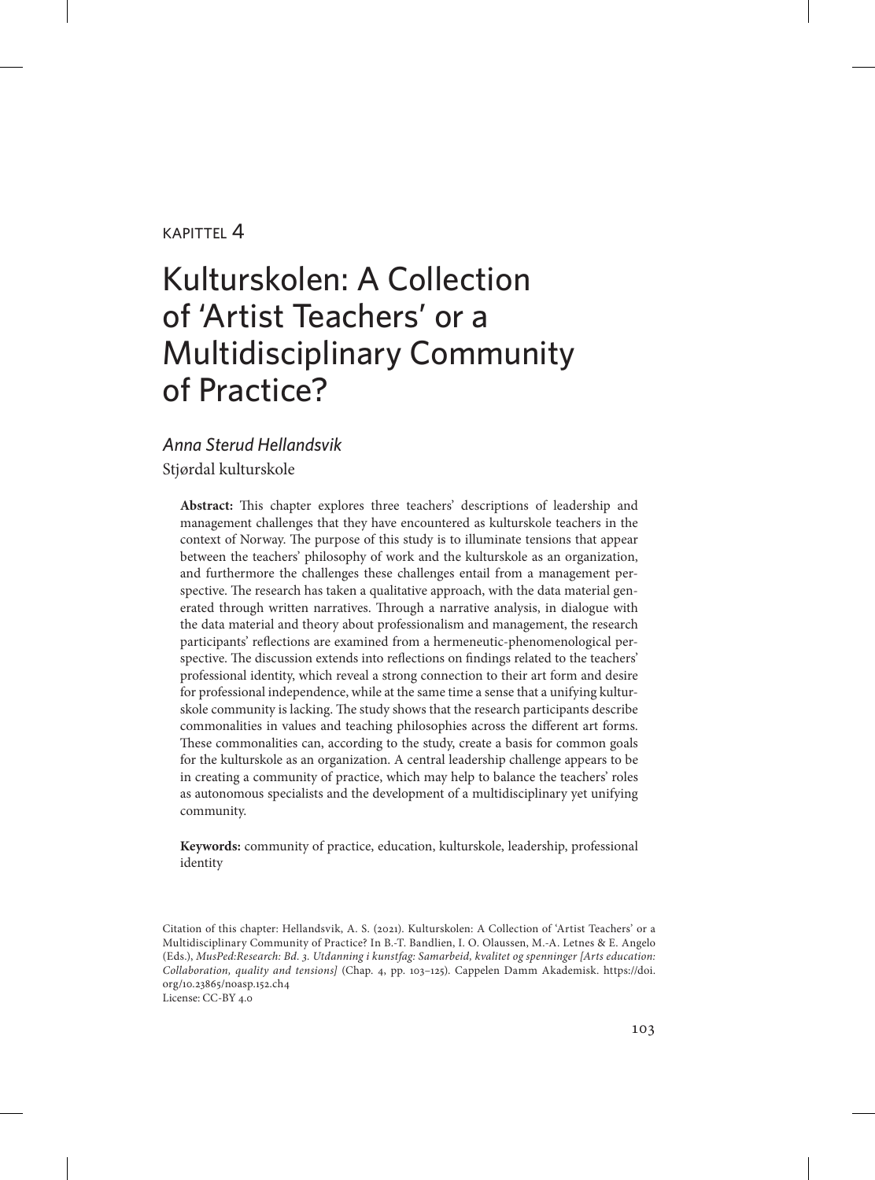KAPITTEL 4

# Kulturskolen: A Collection of 'Artist Teachers' or a Multidisciplinary Community of Practice?

*Anna Sterud Hellandsvik*

Stjørdal kulturskole

**Abstract:** This chapter explores three teachers' descriptions of leadership and management challenges that they have encountered as kulturskole teachers in the context of Norway. The purpose of this study is to illuminate tensions that appear between the teachers' philosophy of work and the kulturskole as an organization, and furthermore the challenges these challenges entail from a management perspective. The research has taken a qualitative approach, with the data material generated through written narratives. Through a narrative analysis, in dialogue with the data material and theory about professionalism and management, the research participants' reflections are examined from a hermeneutic-phenomenological perspective. The discussion extends into reflections on findings related to the teachers' professional identity, which reveal a strong connection to their art form and desire for professional independence, while at the same time a sense that a unifying kulturskole community is lacking. The study shows that the research participants describe commonalities in values and teaching philosophies across the different art forms. These commonalities can, according to the study, create a basis for common goals for the kulturskole as an organization. A central leadership challenge appears to be in creating a community of practice, which may help to balance the teachers' roles as autonomous specialists and the development of a multidisciplinary yet unifying community.

**Keywords:** community of practice, education, kulturskole, leadership, professional identity

Citation of this chapter: Hellandsvik, A. S. (2021). Kulturskolen: A Collection of 'Artist Teachers' or a Multidisciplinary Community of Practice? In B.-T. Bandlien, I. O. Olaussen, M.-A. Letnes & E. Angelo (Eds.), *MusPed:Research: Bd. 3. Utdanning i kunstfag: Samarbeid, kvalitet og spenninger [Arts education: Collaboration, quality and tensions]* (Chap. 4, pp. 103–125). Cappelen Damm Akademisk. https://doi.org/10.23865/noasp.152.ch4
License: CC-BY 4.0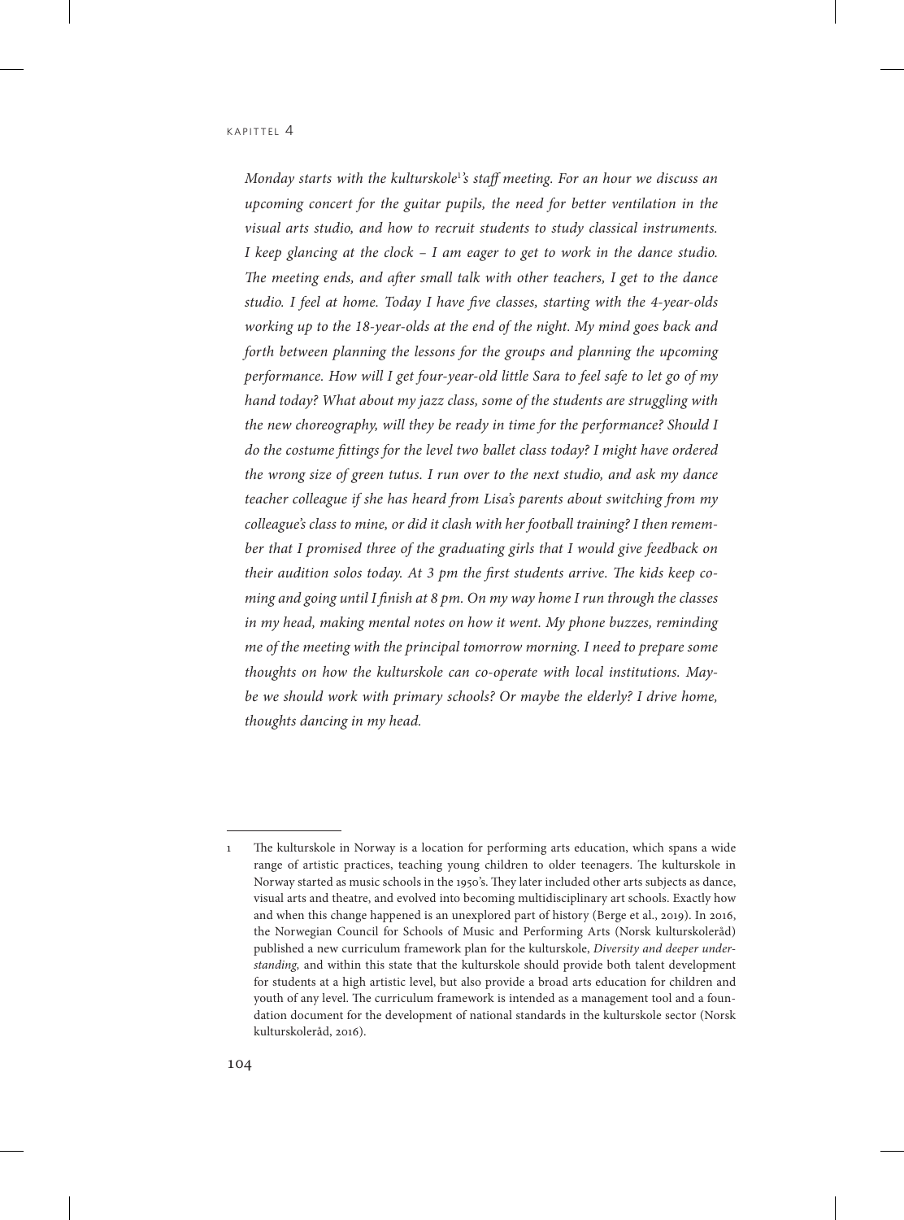*Monday starts with the kulturskole[1]'s staff meeting. For an hour we discuss an upcoming concert for the guitar pupils, the need for better ventilation in the visual arts studio, and how to recruit students to study classical instruments. I keep glancing at the clock – I am eager to get to work in the dance studio. The meeting ends, and after small talk with other teachers, I get to the dance studio. I feel at home. Today I have five classes, starting with the 4-year-olds working up to the 18-year-olds at the end of the night. My mind goes back and forth between planning the lessons for the groups and planning the upcoming performance. How will I get four-year-old little Sara to feel safe to let go of my hand today? What about my jazz class, some of the students are struggling with the new choreography, will they be ready in time for the performance? Should I do the costume fittings for the level two ballet class today? I might have ordered the wrong size of green tutus. I run over to the next studio, and ask my dance teacher colleague if she has heard from Lisa's parents about switching from my colleague's class to mine, or did it clash with her football training? I then remember that I promised three of the graduating girls that I would give feedback on their audition solos today. At 3 pm the first students arrive. The kids keep coming and going until I finish at 8 pm. On my way home I run through the classes in my head, making mental notes on how it went. My phone buzzes, reminding me of the meeting with the principal tomorrow morning. I need to prepare some thoughts on how the kulturskole can co-operate with local institutions. Maybe we should work with primary schools? Or maybe the elderly? I drive home, thoughts dancing in my head.*

---

1 The kulturskole in Norway is a location for performing arts education, which spans a wide range of artistic practices, teaching young children to older teenagers. The kulturskole in Norway started as music schools in the 1950's. They later included other arts subjects as dance, visual arts and theatre, and evolved into becoming multidisciplinary art schools. Exactly how and when this change happened is an unexplored part of history (Berge et al., 2019). In 2016, the Norwegian Council for Schools of Music and Performing Arts (Norsk kulturskoleråd) published a new curriculum framework plan for the kulturskole, *Diversity and deeper understanding,* and within this state that the kulturskole should provide both talent development for students at a high artistic level, but also provide a broad arts education for children and youth of any level. The curriculum framework is intended as a management tool and a foundation document for the development of national standards in the kulturskole sector (Norsk kulturskoleråd, 2016).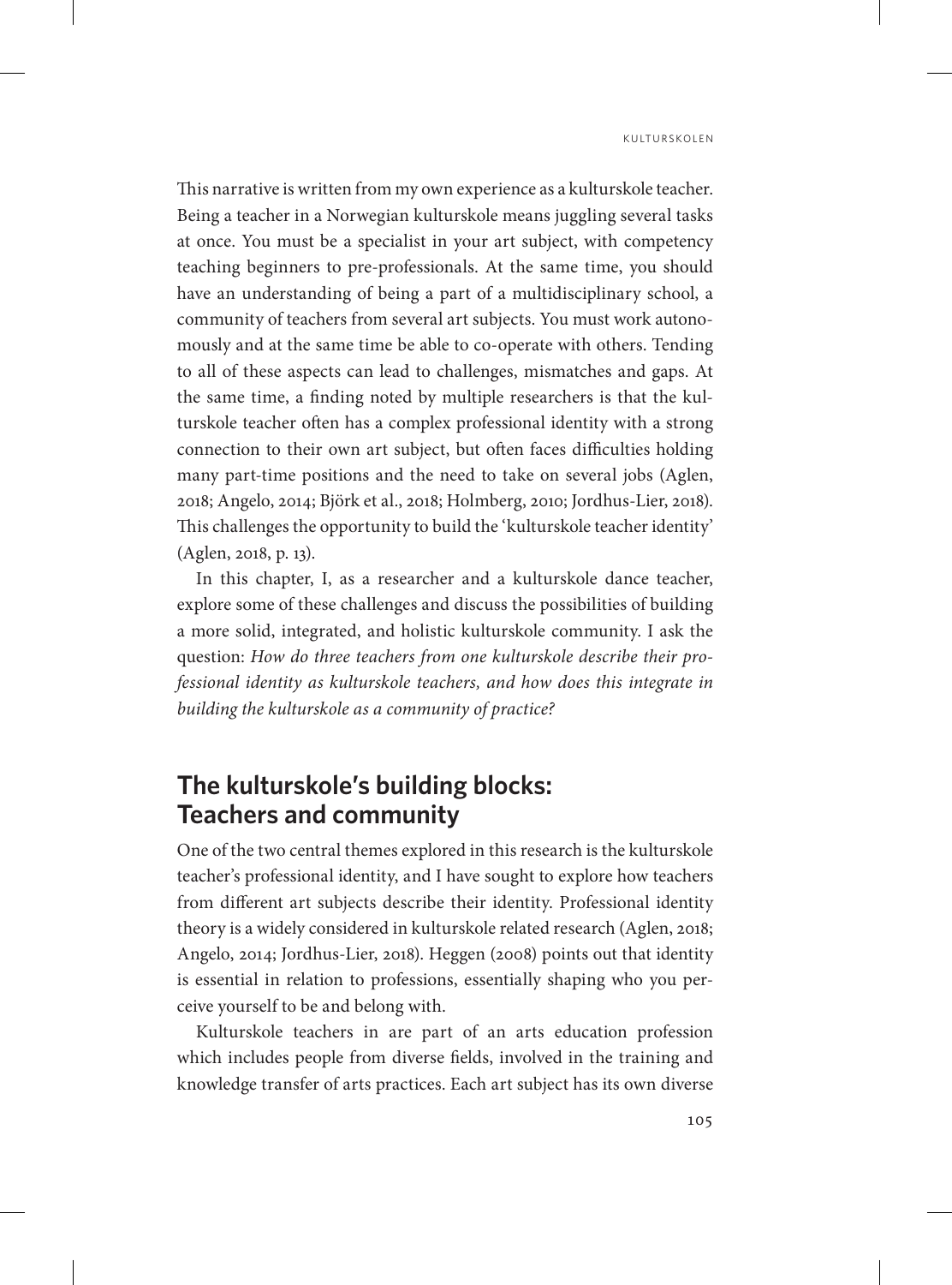This narrative is written from my own experience as a kulturskole teacher. Being a teacher in a Norwegian kulturskole means juggling several tasks at once. You must be a specialist in your art subject, with competency teaching beginners to pre-professionals. At the same time, you should have an understanding of being a part of a multidisciplinary school, a community of teachers from several art subjects. You must work autonomously and at the same time be able to co-operate with others. Tending to all of these aspects can lead to challenges, mismatches and gaps. At the same time, a finding noted by multiple researchers is that the kulturskole teacher often has a complex professional identity with a strong connection to their own art subject, but often faces difficulties holding many part-time positions and the need to take on several jobs (Aglen, 2018; Angelo, 2014; Björk et al., 2018; Holmberg, 2010; Jordhus-Lier, 2018). This challenges the opportunity to build the 'kulturskole teacher identity' (Aglen, 2018, p. 13).

In this chapter, I, as a researcher and a kulturskole dance teacher, explore some of these challenges and discuss the possibilities of building a more solid, integrated, and holistic kulturskole community. I ask the question: *How do three teachers from one kulturskole describe their professional identity as kulturskole teachers, and how does this integrate in building the kulturskole as a community of practice?*

## The kulturskole's building blocks: Teachers and community

One of the two central themes explored in this research is the kulturskole teacher's professional identity, and I have sought to explore how teachers from different art subjects describe their identity. Professional identity theory is a widely considered in kulturskole related research (Aglen, 2018; Angelo, 2014; Jordhus-Lier, 2018). Heggen (2008) points out that identity is essential in relation to professions, essentially shaping who you perceive yourself to be and belong with.

Kulturskole teachers in are part of an arts education profession which includes people from diverse fields, involved in the training and knowledge transfer of arts practices. Each art subject has its own diverse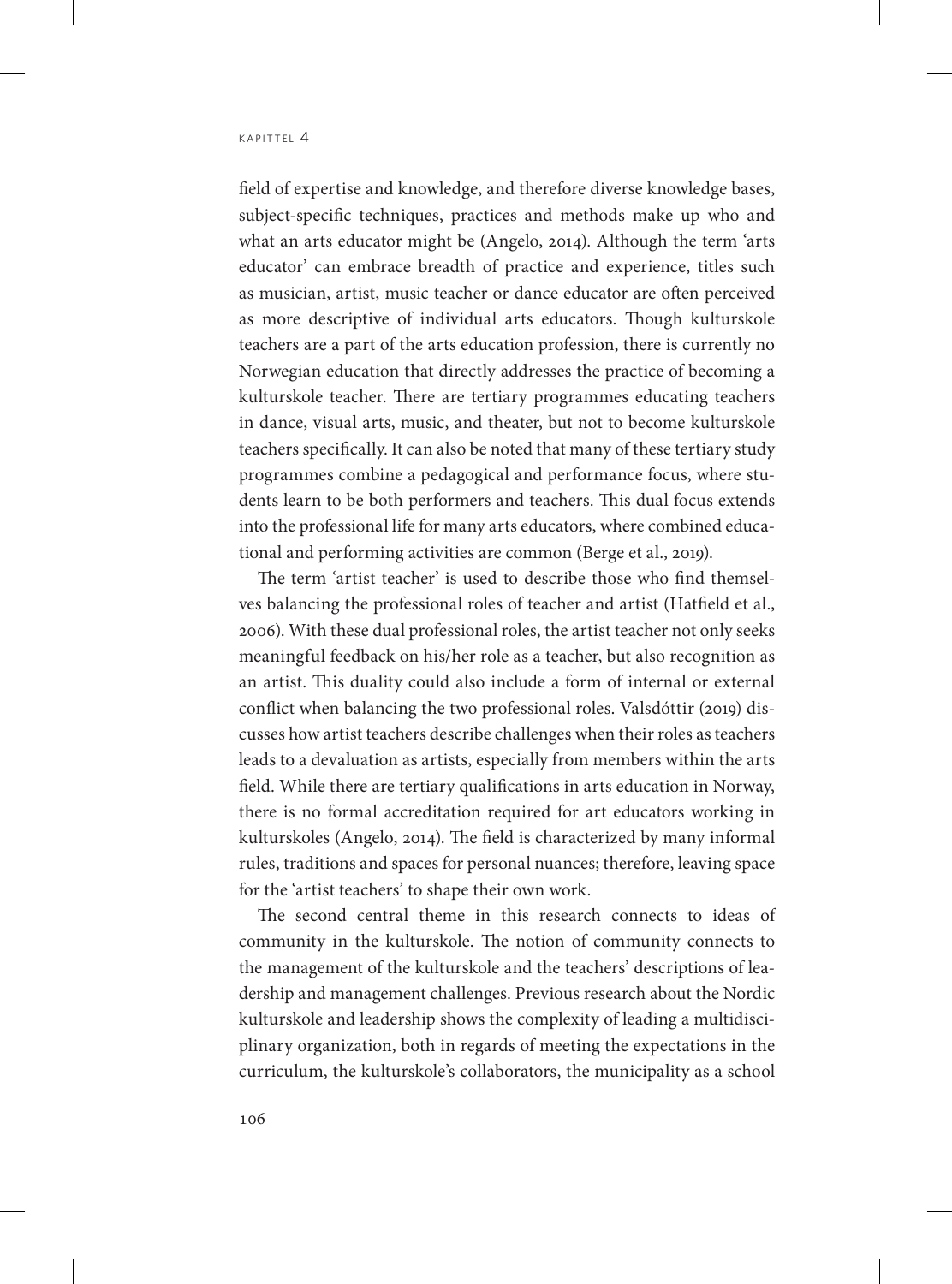field of expertise and knowledge, and therefore diverse knowledge bases, subject-specific techniques, practices and methods make up who and what an arts educator might be (Angelo, 2014). Although the term 'arts educator' can embrace breadth of practice and experience, titles such as musician, artist, music teacher or dance educator are often perceived as more descriptive of individual arts educators. Though kulturskole teachers are a part of the arts education profession, there is currently no Norwegian education that directly addresses the practice of becoming a kulturskole teacher. There are tertiary programmes educating teachers in dance, visual arts, music, and theater, but not to become kulturskole teachers specifically. It can also be noted that many of these tertiary study programmes combine a pedagogical and performance focus, where students learn to be both performers and teachers. This dual focus extends into the professional life for many arts educators, where combined educational and performing activities are common (Berge et al., 2019).

The term 'artist teacher' is used to describe those who find themselves balancing the professional roles of teacher and artist (Hatfield et al., 2006). With these dual professional roles, the artist teacher not only seeks meaningful feedback on his/her role as a teacher, but also recognition as an artist. This duality could also include a form of internal or external conflict when balancing the two professional roles. Valsdóttir (2019) discusses how artist teachers describe challenges when their roles as teachers leads to a devaluation as artists, especially from members within the arts field. While there are tertiary qualifications in arts education in Norway, there is no formal accreditation required for art educators working in kulturskoles (Angelo, 2014). The field is characterized by many informal rules, traditions and spaces for personal nuances; therefore, leaving space for the 'artist teachers' to shape their own work.

The second central theme in this research connects to ideas of community in the kulturskole. The notion of community connects to the management of the kulturskole and the teachers' descriptions of leadership and management challenges. Previous research about the Nordic kulturskole and leadership shows the complexity of leading a multidisciplinary organization, both in regards of meeting the expectations in the curriculum, the kulturskole's collaborators, the municipality as a school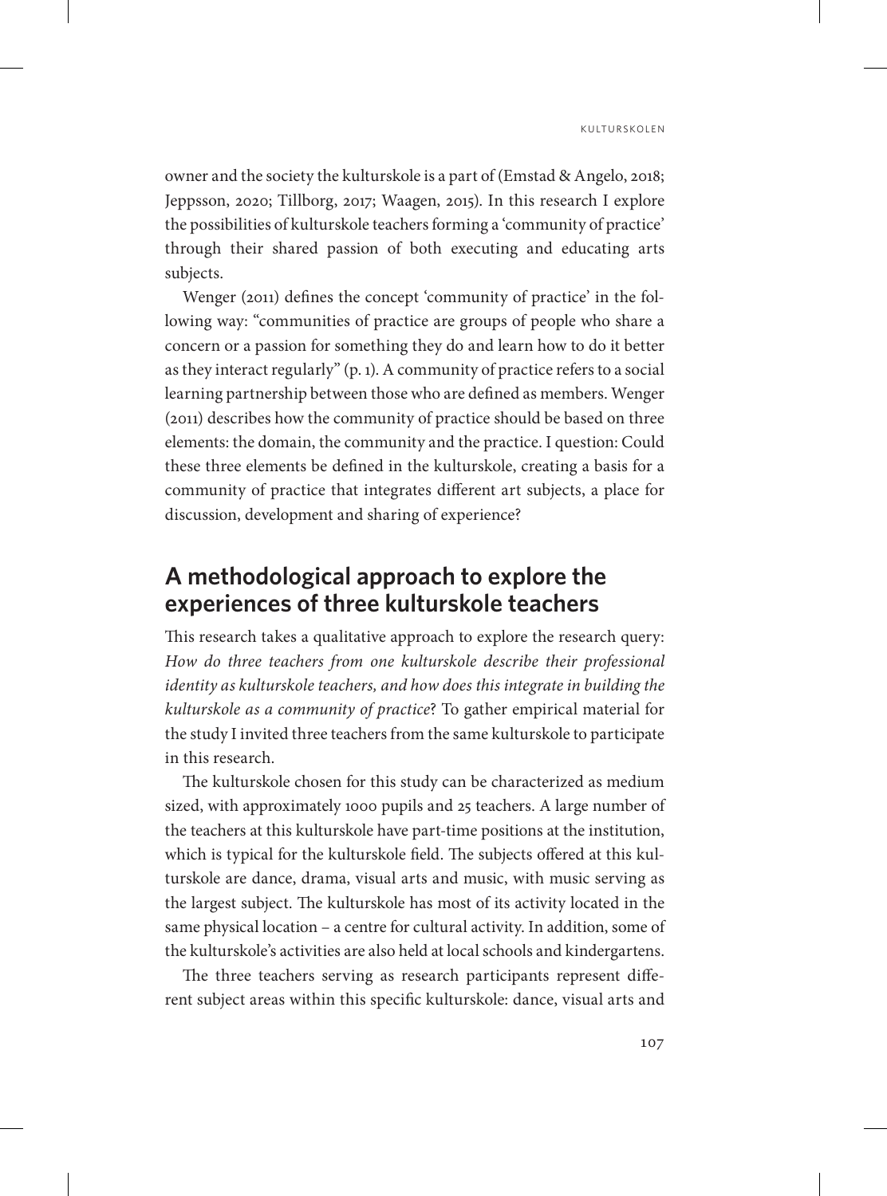owner and the society the kulturskole is a part of (Emstad & Angelo, 2018; Jeppsson, 2020; Tillborg, 2017; Waagen, 2015). In this research I explore the possibilities of kulturskole teachers forming a 'community of practice' through their shared passion of both executing and educating arts subjects.

Wenger (2011) defines the concept 'community of practice' in the following way: "communities of practice are groups of people who share a concern or a passion for something they do and learn how to do it better as they interact regularly" (p. 1). A community of practice refers to a social learning partnership between those who are defined as members. Wenger (2011) describes how the community of practice should be based on three elements: the domain, the community and the practice. I question: Could these three elements be defined in the kulturskole, creating a basis for a community of practice that integrates different art subjects, a place for discussion, development and sharing of experience?

## A methodological approach to explore the experiences of three kulturskole teachers

This research takes a qualitative approach to explore the research query: *How do three teachers from one kulturskole describe their professional identity as kulturskole teachers, and how does this integrate in building the kulturskole as a community of practice*? To gather empirical material for the study I invited three teachers from the same kulturskole to participate in this research.

The kulturskole chosen for this study can be characterized as medium sized, with approximately 1000 pupils and 25 teachers. A large number of the teachers at this kulturskole have part-time positions at the institution, which is typical for the kulturskole field. The subjects offered at this kulturskole are dance, drama, visual arts and music, with music serving as the largest subject. The kulturskole has most of its activity located in the same physical location – a centre for cultural activity. In addition, some of the kulturskole's activities are also held at local schools and kindergartens.

The three teachers serving as research participants represent different subject areas within this specific kulturskole: dance, visual arts and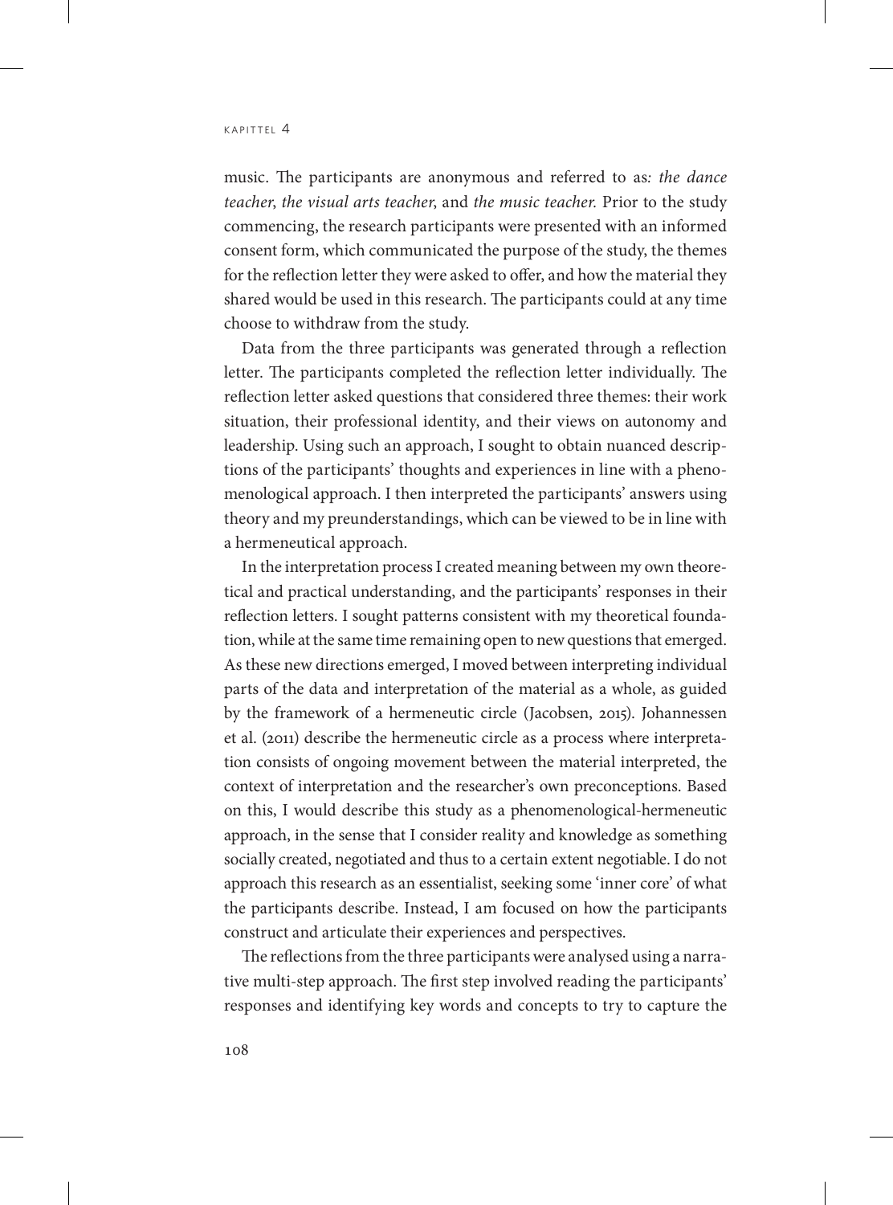music. The participants are anonymous and referred to as*: the dance teacher*, *the visual arts teacher*, and *the music teacher.* Prior to the study commencing, the research participants were presented with an informed consent form, which communicated the purpose of the study, the themes for the reflection letter they were asked to offer, and how the material they shared would be used in this research. The participants could at any time choose to withdraw from the study.

Data from the three participants was generated through a reflection letter. The participants completed the reflection letter individually. The reflection letter asked questions that considered three themes: their work situation, their professional identity, and their views on autonomy and leadership. Using such an approach, I sought to obtain nuanced descriptions of the participants' thoughts and experiences in line with a phenomenological approach. I then interpreted the participants' answers using theory and my preunderstandings, which can be viewed to be in line with a hermeneutical approach.

In the interpretation process I created meaning between my own theoretical and practical understanding, and the participants' responses in their reflection letters. I sought patterns consistent with my theoretical foundation, while at the same time remaining open to new questions that emerged. As these new directions emerged, I moved between interpreting individual parts of the data and interpretation of the material as a whole, as guided by the framework of a hermeneutic circle (Jacobsen, 2015). Johannessen et al. (2011) describe the hermeneutic circle as a process where interpretation consists of ongoing movement between the material interpreted, the context of interpretation and the researcher's own preconceptions. Based on this, I would describe this study as a phenomenological-hermeneutic approach, in the sense that I consider reality and knowledge as something socially created, negotiated and thus to a certain extent negotiable. I do not approach this research as an essentialist, seeking some 'inner core' of what the participants describe. Instead, I am focused on how the participants construct and articulate their experiences and perspectives.

The reflections from the three participants were analysed using a narrative multi-step approach. The first step involved reading the participants' responses and identifying key words and concepts to try to capture the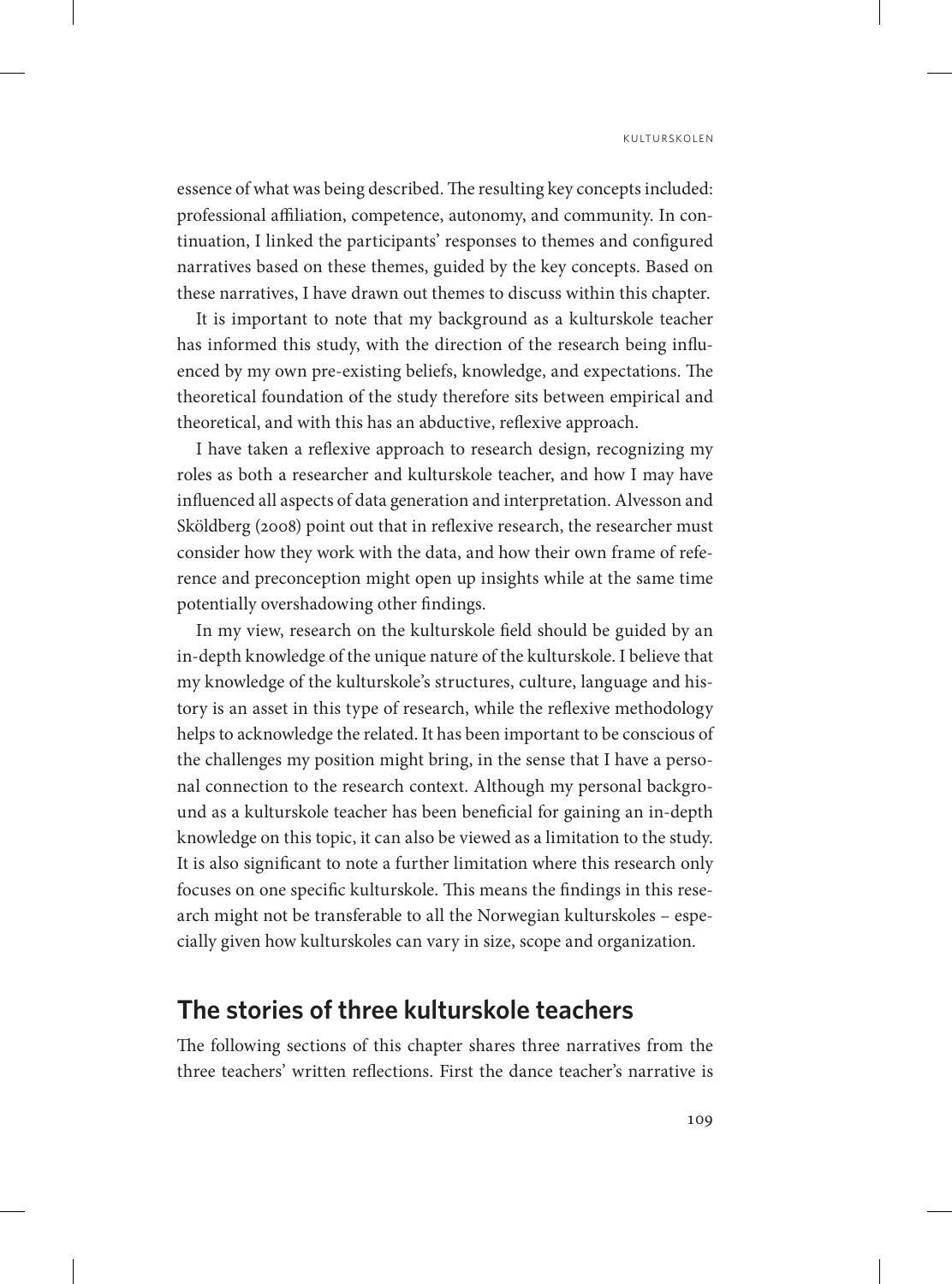essence of what was being described. The resulting key concepts included: professional affiliation, competence, autonomy, and community. In continuation, I linked the participants' responses to themes and configured narratives based on these themes, guided by the key concepts. Based on these narratives, I have drawn out themes to discuss within this chapter.

It is important to note that my background as a kulturskole teacher has informed this study, with the direction of the research being influenced by my own pre-existing beliefs, knowledge, and expectations. The theoretical foundation of the study therefore sits between empirical and theoretical, and with this has an abductive, reflexive approach.

I have taken a reflexive approach to research design, recognizing my roles as both a researcher and kulturskole teacher, and how I may have influenced all aspects of data generation and interpretation. Alvesson and Sköldberg (2008) point out that in reflexive research, the researcher must consider how they work with the data, and how their own frame of reference and preconception might open up insights while at the same time potentially overshadowing other findings.

In my view, research on the kulturskole field should be guided by an in-depth knowledge of the unique nature of the kulturskole. I believe that my knowledge of the kulturskole's structures, culture, language and history is an asset in this type of research, while the reflexive methodology helps to acknowledge the related. It has been important to be conscious of the challenges my position might bring, in the sense that I have a personal connection to the research context. Although my personal background as a kulturskole teacher has been beneficial for gaining an in-depth knowledge on this topic, it can also be viewed as a limitation to the study. It is also significant to note a further limitation where this research only focuses on one specific kulturskole. This means the findings in this research might not be transferable to all the Norwegian kulturskoles – especially given how kulturskoles can vary in size, scope and organization.

## The stories of three kulturskole teachers

The following sections of this chapter shares three narratives from the three teachers' written reflections. First the dance teacher's narrative is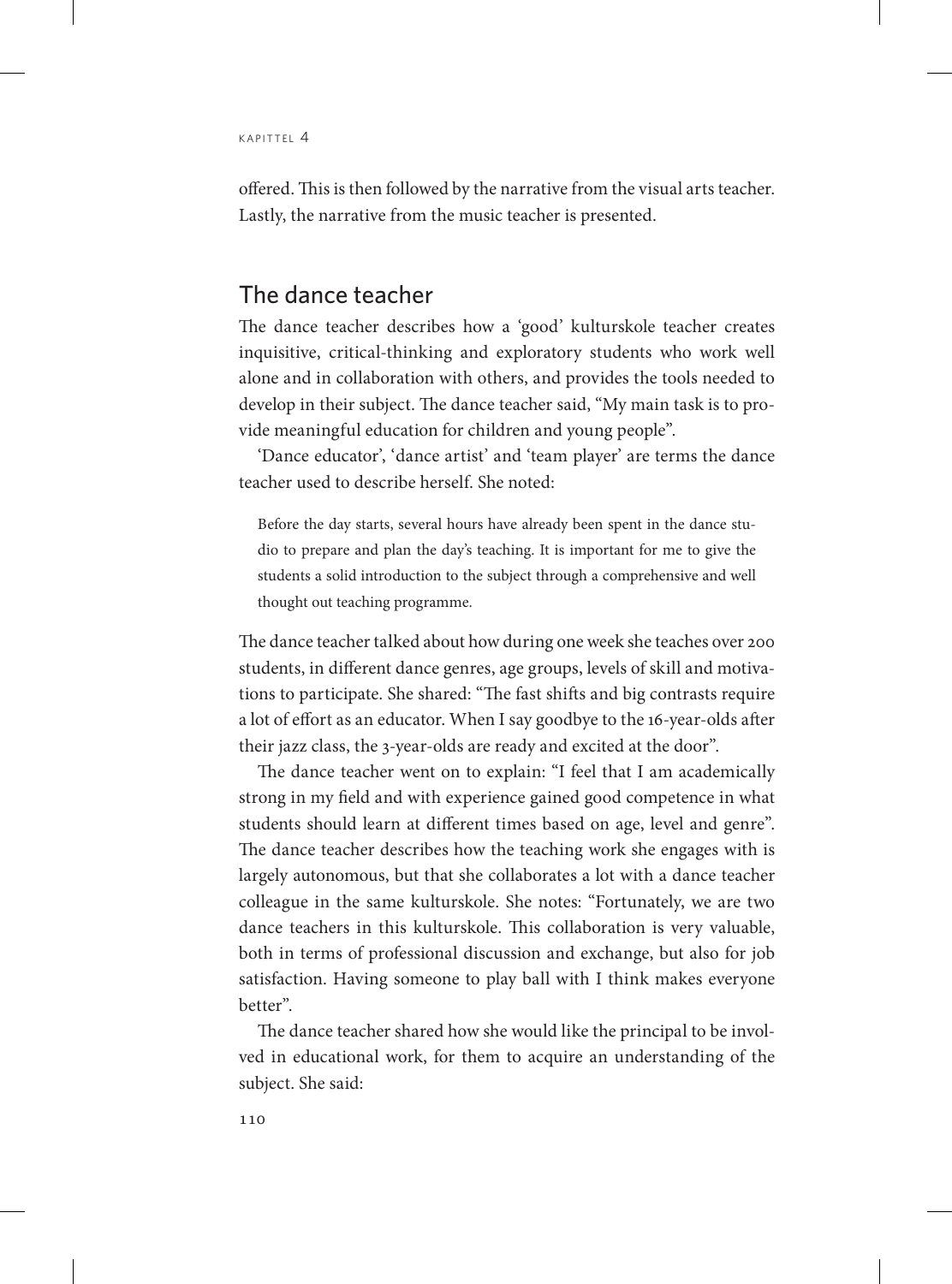offered. This is then followed by the narrative from the visual arts teacher. Lastly, the narrative from the music teacher is presented.

## The dance teacher

The dance teacher describes how a 'good' kulturskole teacher creates inquisitive, critical-thinking and exploratory students who work well alone and in collaboration with others, and provides the tools needed to develop in their subject. The dance teacher said, "My main task is to provide meaningful education for children and young people".

'Dance educator', 'dance artist' and 'team player' are terms the dance teacher used to describe herself. She noted:

> Before the day starts, several hours have already been spent in the dance studio to prepare and plan the day's teaching. It is important for me to give the students a solid introduction to the subject through a comprehensive and well thought out teaching programme.

The dance teacher talked about how during one week she teaches over 200 students, in different dance genres, age groups, levels of skill and motivations to participate. She shared: "The fast shifts and big contrasts require a lot of effort as an educator. When I say goodbye to the 16-year-olds after their jazz class, the 3-year-olds are ready and excited at the door".

The dance teacher went on to explain: "I feel that I am academically strong in my field and with experience gained good competence in what students should learn at different times based on age, level and genre". The dance teacher describes how the teaching work she engages with is largely autonomous, but that she collaborates a lot with a dance teacher colleague in the same kulturskole. She notes: "Fortunately, we are two dance teachers in this kulturskole. This collaboration is very valuable, both in terms of professional discussion and exchange, but also for job satisfaction. Having someone to play ball with I think makes everyone better".

The dance teacher shared how she would like the principal to be involved in educational work, for them to acquire an understanding of the subject. She said: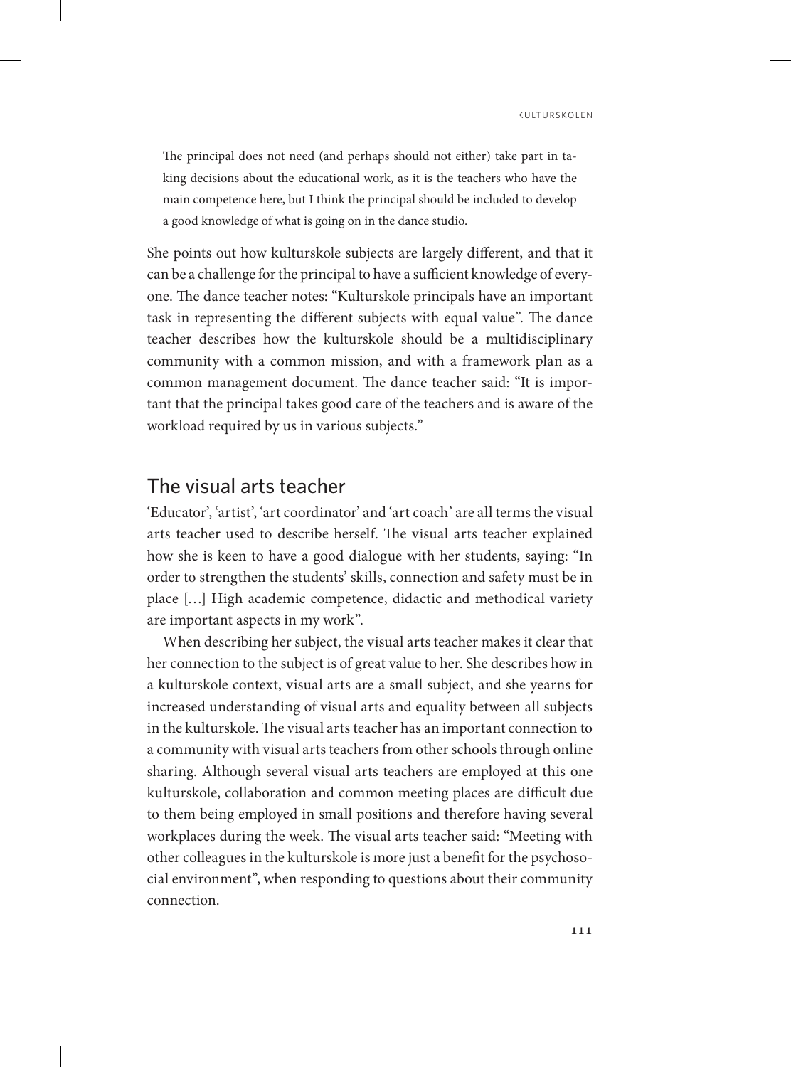> The principal does not need (and perhaps should not either) take part in taking decisions about the educational work, as it is the teachers who have the main competence here, but I think the principal should be included to develop a good knowledge of what is going on in the dance studio.

She points out how kulturskole subjects are largely different, and that it can be a challenge for the principal to have a sufficient knowledge of everyone. The dance teacher notes: "Kulturskole principals have an important task in representing the different subjects with equal value". The dance teacher describes how the kulturskole should be a multidisciplinary community with a common mission, and with a framework plan as a common management document. The dance teacher said: "It is important that the principal takes good care of the teachers and is aware of the workload required by us in various subjects."

## The visual arts teacher

'Educator', 'artist', 'art coordinator' and 'art coach' are all terms the visual arts teacher used to describe herself. The visual arts teacher explained how she is keen to have a good dialogue with her students, saying: "In order to strengthen the students' skills, connection and safety must be in place […] High academic competence, didactic and methodical variety are important aspects in my work".

When describing her subject, the visual arts teacher makes it clear that her connection to the subject is of great value to her. She describes how in a kulturskole context, visual arts are a small subject, and she yearns for increased understanding of visual arts and equality between all subjects in the kulturskole. The visual arts teacher has an important connection to a community with visual arts teachers from other schools through online sharing. Although several visual arts teachers are employed at this one kulturskole, collaboration and common meeting places are difficult due to them being employed in small positions and therefore having several workplaces during the week. The visual arts teacher said: "Meeting with other colleagues in the kulturskole is more just a benefit for the psychosocial environment", when responding to questions about their community connection.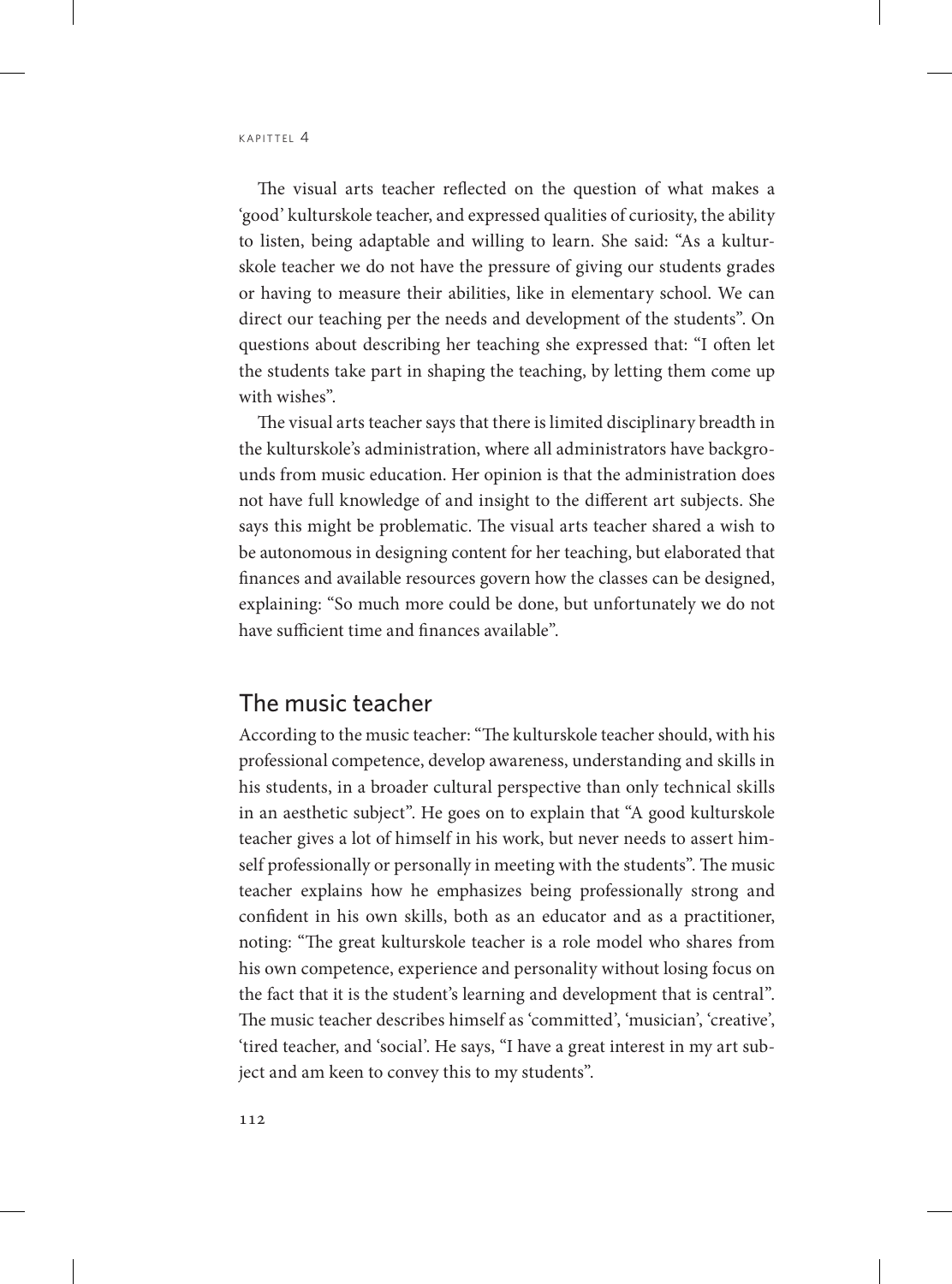The visual arts teacher reflected on the question of what makes a 'good' kulturskole teacher, and expressed qualities of curiosity, the ability to listen, being adaptable and willing to learn. She said: "As a kulturskole teacher we do not have the pressure of giving our students grades or having to measure their abilities, like in elementary school. We can direct our teaching per the needs and development of the students". On questions about describing her teaching she expressed that: "I often let the students take part in shaping the teaching, by letting them come up with wishes".

The visual arts teacher says that there is limited disciplinary breadth in the kulturskole's administration, where all administrators have backgrounds from music education. Her opinion is that the administration does not have full knowledge of and insight to the different art subjects. She says this might be problematic. The visual arts teacher shared a wish to be autonomous in designing content for her teaching, but elaborated that finances and available resources govern how the classes can be designed, explaining: "So much more could be done, but unfortunately we do not have sufficient time and finances available".

## The music teacher

According to the music teacher: "The kulturskole teacher should, with his professional competence, develop awareness, understanding and skills in his students, in a broader cultural perspective than only technical skills in an aesthetic subject". He goes on to explain that "A good kulturskole teacher gives a lot of himself in his work, but never needs to assert himself professionally or personally in meeting with the students". The music teacher explains how he emphasizes being professionally strong and confident in his own skills, both as an educator and as a practitioner, noting: "The great kulturskole teacher is a role model who shares from his own competence, experience and personality without losing focus on the fact that it is the student's learning and development that is central". The music teacher describes himself as 'committed', 'musician', 'creative', 'tired teacher, and 'social'. He says, "I have a great interest in my art subject and am keen to convey this to my students".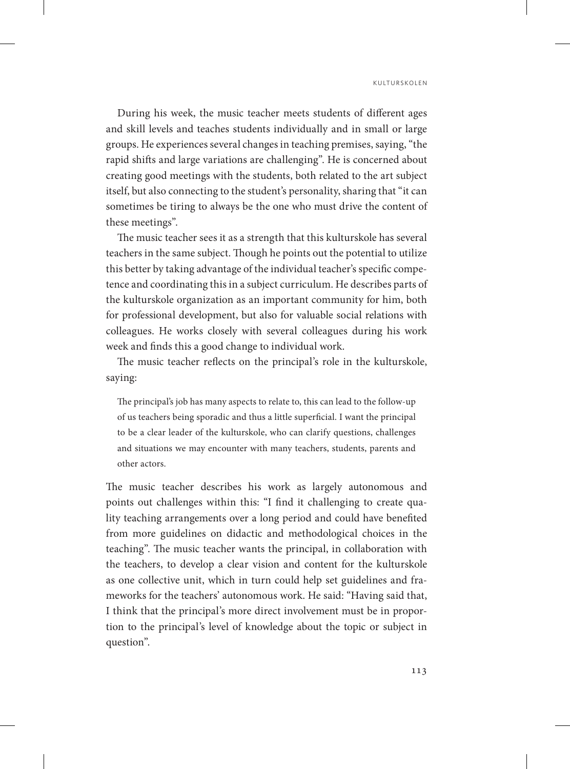During his week, the music teacher meets students of different ages and skill levels and teaches students individually and in small or large groups. He experiences several changes in teaching premises, saying, "the rapid shifts and large variations are challenging". He is concerned about creating good meetings with the students, both related to the art subject itself, but also connecting to the student's personality, sharing that "it can sometimes be tiring to always be the one who must drive the content of these meetings".

The music teacher sees it as a strength that this kulturskole has several teachers in the same subject. Though he points out the potential to utilize this better by taking advantage of the individual teacher's specific competence and coordinating this in a subject curriculum. He describes parts of the kulturskole organization as an important community for him, both for professional development, but also for valuable social relations with colleagues. He works closely with several colleagues during his work week and finds this a good change to individual work.

The music teacher reflects on the principal's role in the kulturskole, saying:

> The principal's job has many aspects to relate to, this can lead to the follow-up of us teachers being sporadic and thus a little superficial. I want the principal to be a clear leader of the kulturskole, who can clarify questions, challenges and situations we may encounter with many teachers, students, parents and other actors.

The music teacher describes his work as largely autonomous and points out challenges within this: "I find it challenging to create quality teaching arrangements over a long period and could have benefited from more guidelines on didactic and methodological choices in the teaching". The music teacher wants the principal, in collaboration with the teachers, to develop a clear vision and content for the kulturskole as one collective unit, which in turn could help set guidelines and frameworks for the teachers' autonomous work. He said: "Having said that, I think that the principal's more direct involvement must be in proportion to the principal's level of knowledge about the topic or subject in question".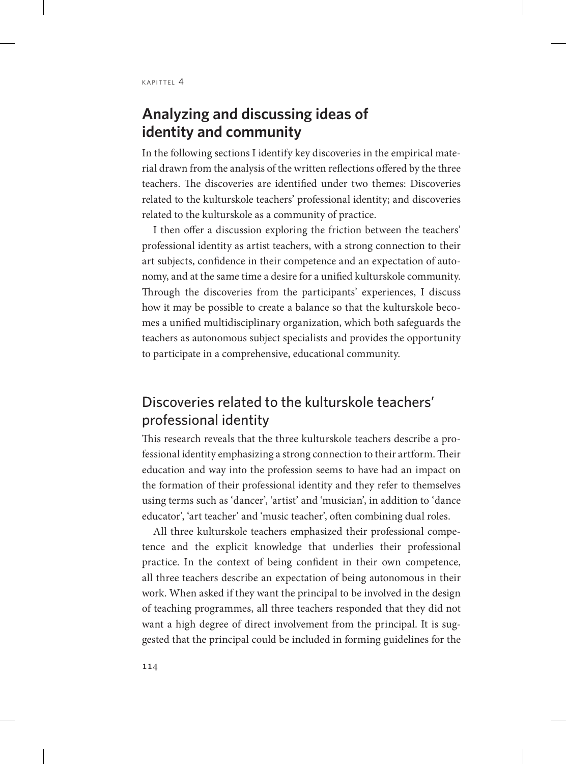## Analyzing and discussing ideas of identity and community

In the following sections I identify key discoveries in the empirical material drawn from the analysis of the written reflections offered by the three teachers. The discoveries are identified under two themes: Discoveries related to the kulturskole teachers' professional identity; and discoveries related to the kulturskole as a community of practice.

I then offer a discussion exploring the friction between the teachers' professional identity as artist teachers, with a strong connection to their art subjects, confidence in their competence and an expectation of autonomy, and at the same time a desire for a unified kulturskole community. Through the discoveries from the participants' experiences, I discuss how it may be possible to create a balance so that the kulturskole becomes a unified multidisciplinary organization, which both safeguards the teachers as autonomous subject specialists and provides the opportunity to participate in a comprehensive, educational community.

### Discoveries related to the kulturskole teachers' professional identity

This research reveals that the three kulturskole teachers describe a professional identity emphasizing a strong connection to their artform. Their education and way into the profession seems to have had an impact on the formation of their professional identity and they refer to themselves using terms such as 'dancer', 'artist' and 'musician', in addition to 'dance educator', 'art teacher' and 'music teacher', often combining dual roles.

All three kulturskole teachers emphasized their professional competence and the explicit knowledge that underlies their professional practice. In the context of being confident in their own competence, all three teachers describe an expectation of being autonomous in their work. When asked if they want the principal to be involved in the design of teaching programmes, all three teachers responded that they did not want a high degree of direct involvement from the principal. It is suggested that the principal could be included in forming guidelines for the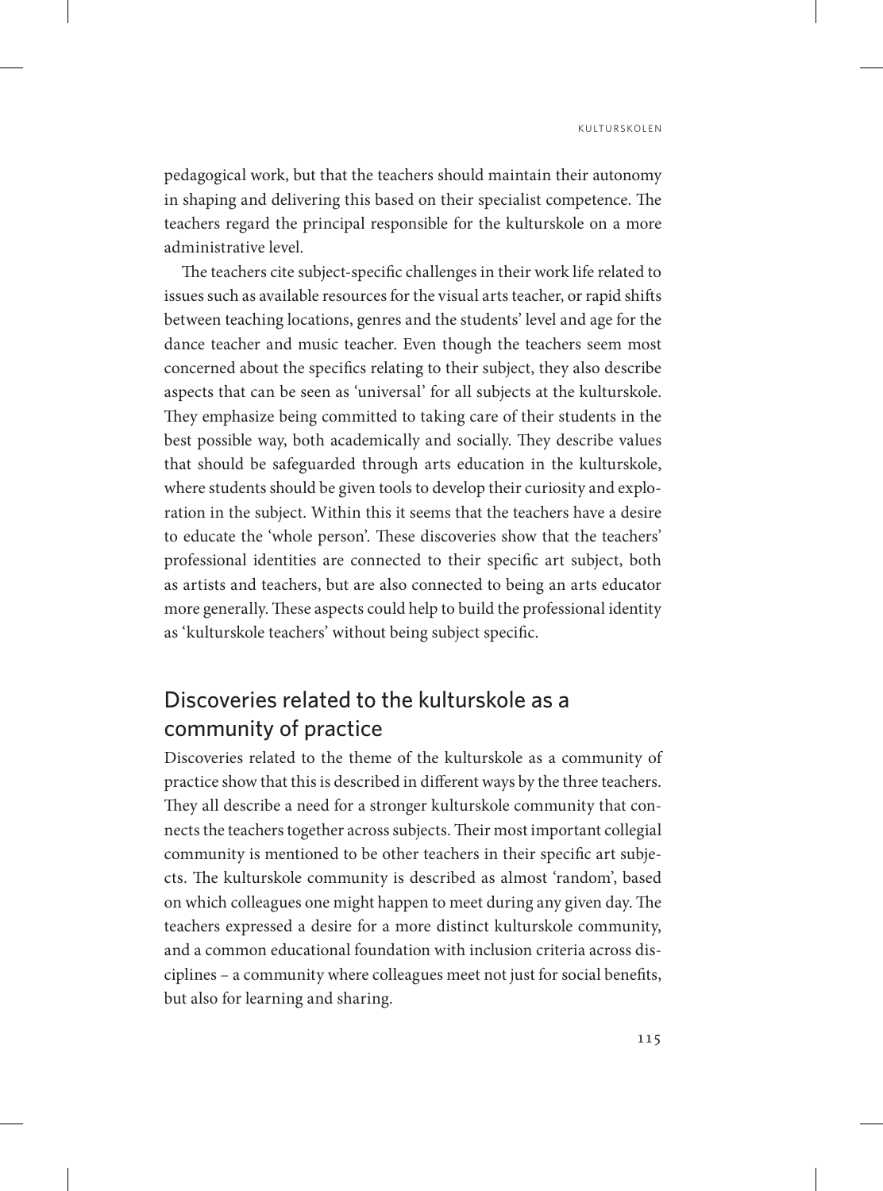pedagogical work, but that the teachers should maintain their autonomy in shaping and delivering this based on their specialist competence. The teachers regard the principal responsible for the kulturskole on a more administrative level.

The teachers cite subject-specific challenges in their work life related to issues such as available resources for the visual arts teacher, or rapid shifts between teaching locations, genres and the students' level and age for the dance teacher and music teacher. Even though the teachers seem most concerned about the specifics relating to their subject, they also describe aspects that can be seen as 'universal' for all subjects at the kulturskole. They emphasize being committed to taking care of their students in the best possible way, both academically and socially. They describe values that should be safeguarded through arts education in the kulturskole, where students should be given tools to develop their curiosity and exploration in the subject. Within this it seems that the teachers have a desire to educate the 'whole person'. These discoveries show that the teachers' professional identities are connected to their specific art subject, both as artists and teachers, but are also connected to being an arts educator more generally. These aspects could help to build the professional identity as 'kulturskole teachers' without being subject specific.

## Discoveries related to the kulturskole as a community of practice

Discoveries related to the theme of the kulturskole as a community of practice show that this is described in different ways by the three teachers. They all describe a need for a stronger kulturskole community that connects the teachers together across subjects. Their most important collegial community is mentioned to be other teachers in their specific art subjects. The kulturskole community is described as almost 'random', based on which colleagues one might happen to meet during any given day. The teachers expressed a desire for a more distinct kulturskole community, and a common educational foundation with inclusion criteria across disciplines – a community where colleagues meet not just for social benefits, but also for learning and sharing.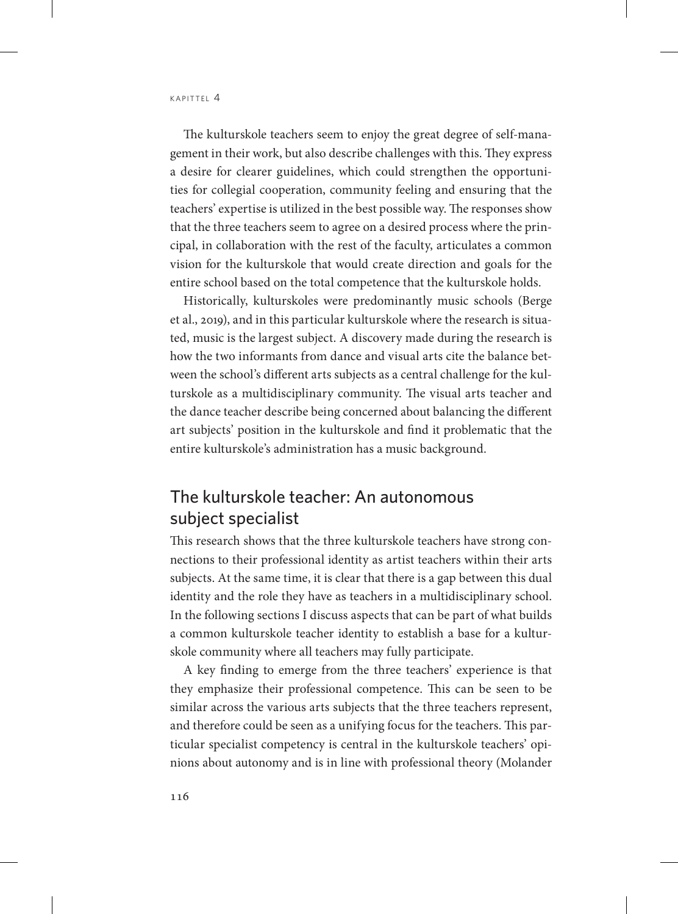The kulturskole teachers seem to enjoy the great degree of self-management in their work, but also describe challenges with this. They express a desire for clearer guidelines, which could strengthen the opportunities for collegial cooperation, community feeling and ensuring that the teachers' expertise is utilized in the best possible way. The responses show that the three teachers seem to agree on a desired process where the principal, in collaboration with the rest of the faculty, articulates a common vision for the kulturskole that would create direction and goals for the entire school based on the total competence that the kulturskole holds.

Historically, kulturskoles were predominantly music schools (Berge et al., 2019), and in this particular kulturskole where the research is situated, music is the largest subject. A discovery made during the research is how the two informants from dance and visual arts cite the balance between the school's different arts subjects as a central challenge for the kulturskole as a multidisciplinary community. The visual arts teacher and the dance teacher describe being concerned about balancing the different art subjects' position in the kulturskole and find it problematic that the entire kulturskole's administration has a music background.

## The kulturskole teacher: An autonomous subject specialist

This research shows that the three kulturskole teachers have strong connections to their professional identity as artist teachers within their arts subjects. At the same time, it is clear that there is a gap between this dual identity and the role they have as teachers in a multidisciplinary school. In the following sections I discuss aspects that can be part of what builds a common kulturskole teacher identity to establish a base for a kulturskole community where all teachers may fully participate.

A key finding to emerge from the three teachers' experience is that they emphasize their professional competence. This can be seen to be similar across the various arts subjects that the three teachers represent, and therefore could be seen as a unifying focus for the teachers. This particular specialist competency is central in the kulturskole teachers' opinions about autonomy and is in line with professional theory (Molander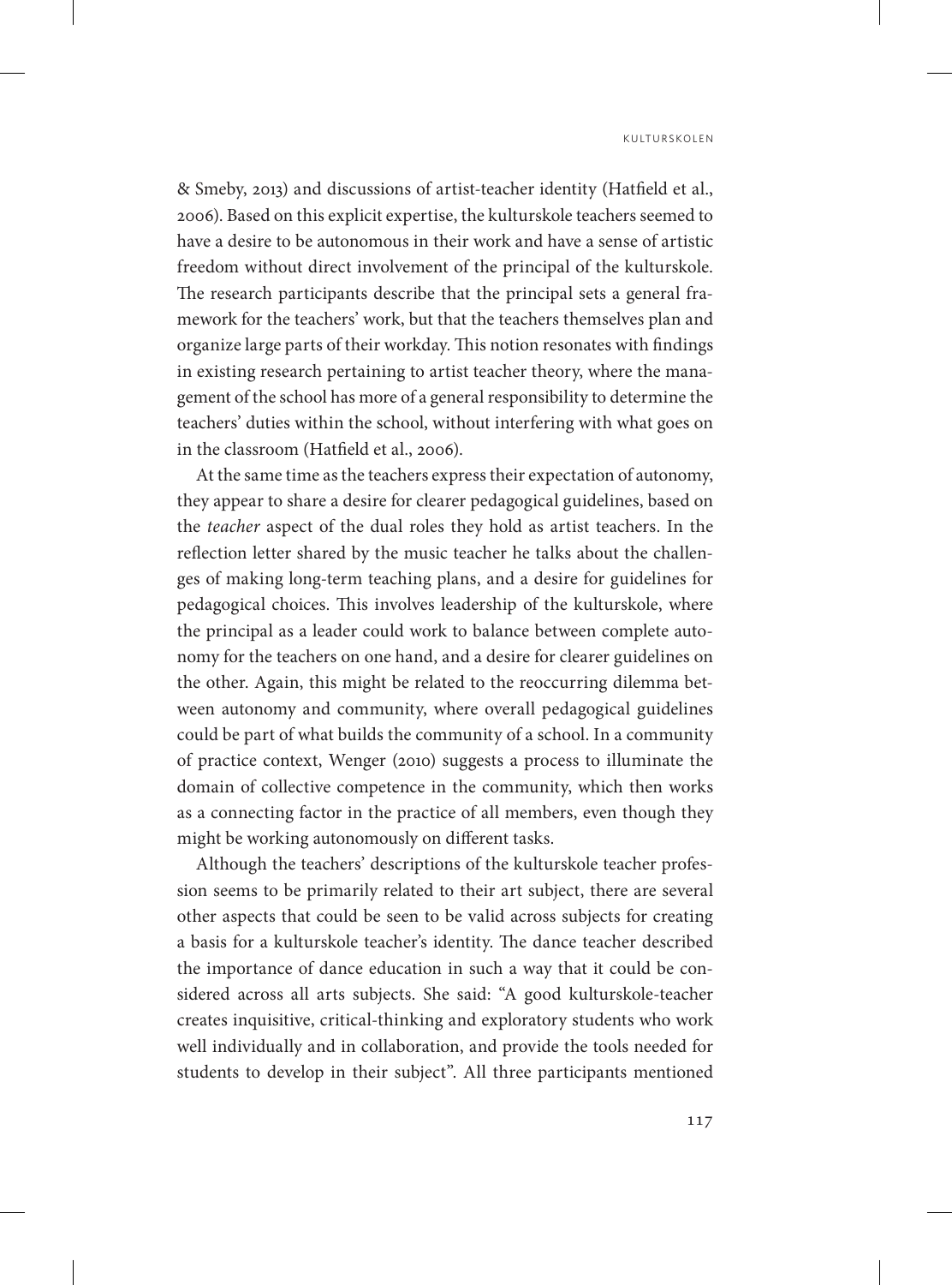& Smeby, 2013) and discussions of artist-teacher identity (Hatfield et al., 2006). Based on this explicit expertise, the kulturskole teachers seemed to have a desire to be autonomous in their work and have a sense of artistic freedom without direct involvement of the principal of the kulturskole. The research participants describe that the principal sets a general framework for the teachers' work, but that the teachers themselves plan and organize large parts of their workday. This notion resonates with findings in existing research pertaining to artist teacher theory, where the management of the school has more of a general responsibility to determine the teachers' duties within the school, without interfering with what goes on in the classroom (Hatfield et al., 2006).

At the same time as the teachers express their expectation of autonomy, they appear to share a desire for clearer pedagogical guidelines, based on the *teacher* aspect of the dual roles they hold as artist teachers. In the reflection letter shared by the music teacher he talks about the challenges of making long-term teaching plans, and a desire for guidelines for pedagogical choices. This involves leadership of the kulturskole, where the principal as a leader could work to balance between complete autonomy for the teachers on one hand, and a desire for clearer guidelines on the other. Again, this might be related to the reoccurring dilemma between autonomy and community, where overall pedagogical guidelines could be part of what builds the community of a school. In a community of practice context, Wenger (2010) suggests a process to illuminate the domain of collective competence in the community, which then works as a connecting factor in the practice of all members, even though they might be working autonomously on different tasks.

Although the teachers' descriptions of the kulturskole teacher profession seems to be primarily related to their art subject, there are several other aspects that could be seen to be valid across subjects for creating a basis for a kulturskole teacher's identity. The dance teacher described the importance of dance education in such a way that it could be considered across all arts subjects. She said: "A good kulturskole-teacher creates inquisitive, critical-thinking and exploratory students who work well individually and in collaboration, and provide the tools needed for students to develop in their subject". All three participants mentioned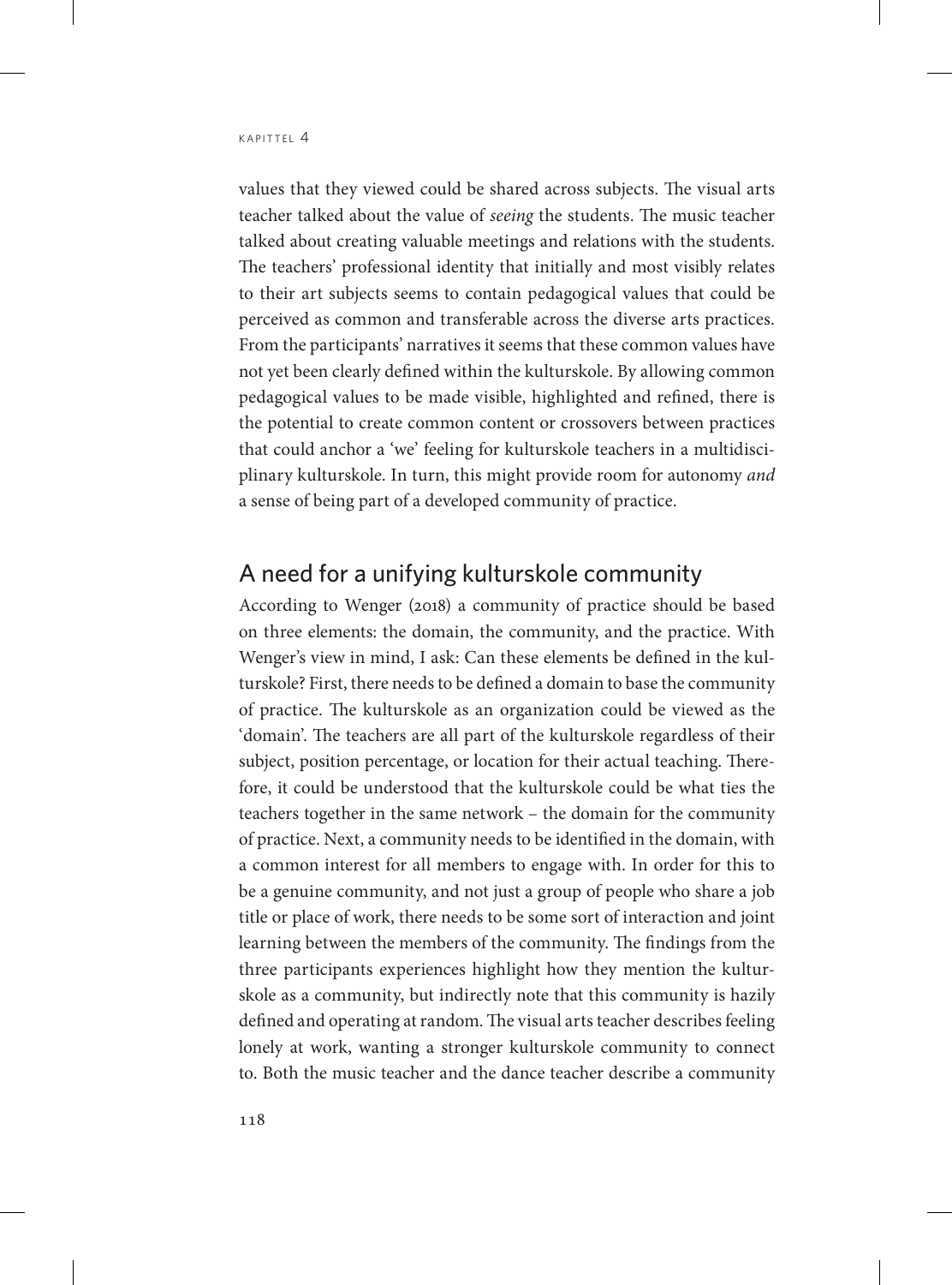values that they viewed could be shared across subjects. The visual arts teacher talked about the value of *seeing* the students. The music teacher talked about creating valuable meetings and relations with the students. The teachers' professional identity that initially and most visibly relates to their art subjects seems to contain pedagogical values that could be perceived as common and transferable across the diverse arts practices. From the participants' narratives it seems that these common values have not yet been clearly defined within the kulturskole. By allowing common pedagogical values to be made visible, highlighted and refined, there is the potential to create common content or crossovers between practices that could anchor a 'we' feeling for kulturskole teachers in a multidisciplinary kulturskole. In turn, this might provide room for autonomy *and* a sense of being part of a developed community of practice.

## A need for a unifying kulturskole community

According to Wenger (2018) a community of practice should be based on three elements: the domain, the community, and the practice. With Wenger's view in mind, I ask: Can these elements be defined in the kulturskole? First, there needs to be defined a domain to base the community of practice. The kulturskole as an organization could be viewed as the 'domain'. The teachers are all part of the kulturskole regardless of their subject, position percentage, or location for their actual teaching. Therefore, it could be understood that the kulturskole could be what ties the teachers together in the same network – the domain for the community of practice. Next, a community needs to be identified in the domain, with a common interest for all members to engage with. In order for this to be a genuine community, and not just a group of people who share a job title or place of work, there needs to be some sort of interaction and joint learning between the members of the community. The findings from the three participants experiences highlight how they mention the kulturskole as a community, but indirectly note that this community is hazily defined and operating at random. The visual arts teacher describes feeling lonely at work, wanting a stronger kulturskole community to connect to. Both the music teacher and the dance teacher describe a community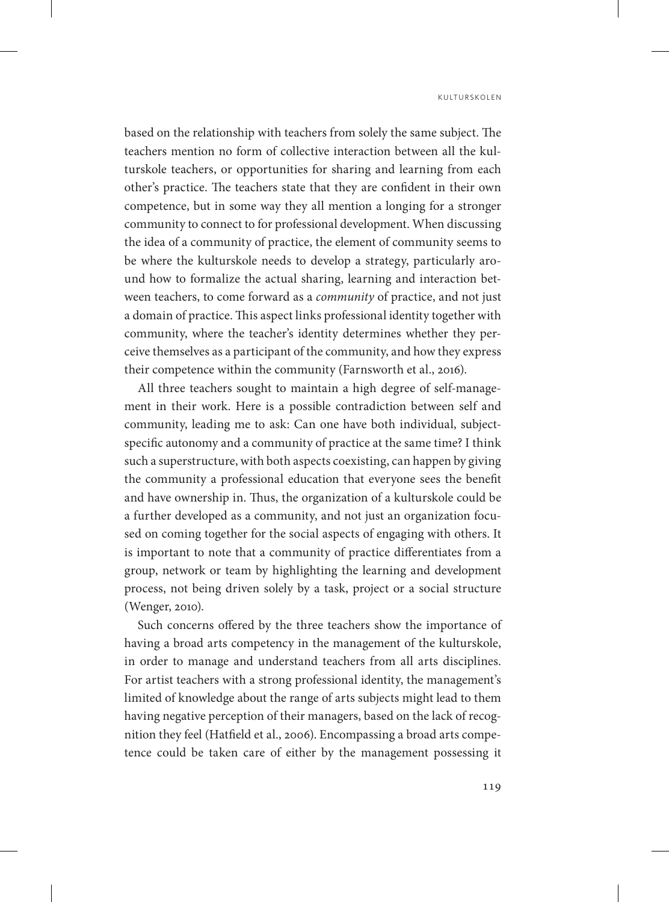based on the relationship with teachers from solely the same subject. The teachers mention no form of collective interaction between all the kulturskole teachers, or opportunities for sharing and learning from each other's practice. The teachers state that they are confident in their own competence, but in some way they all mention a longing for a stronger community to connect to for professional development. When discussing the idea of a community of practice, the element of community seems to be where the kulturskole needs to develop a strategy, particularly around how to formalize the actual sharing, learning and interaction between teachers, to come forward as a *community* of practice, and not just a domain of practice. This aspect links professional identity together with community, where the teacher's identity determines whether they perceive themselves as a participant of the community, and how they express their competence within the community (Farnsworth et al., 2016).

All three teachers sought to maintain a high degree of self-management in their work. Here is a possible contradiction between self and community, leading me to ask: Can one have both individual, subject-specific autonomy and a community of practice at the same time? I think such a superstructure, with both aspects coexisting, can happen by giving the community a professional education that everyone sees the benefit and have ownership in. Thus, the organization of a kulturskole could be a further developed as a community, and not just an organization focused on coming together for the social aspects of engaging with others. It is important to note that a community of practice differentiates from a group, network or team by highlighting the learning and development process, not being driven solely by a task, project or a social structure (Wenger, 2010).

Such concerns offered by the three teachers show the importance of having a broad arts competency in the management of the kulturskole, in order to manage and understand teachers from all arts disciplines. For artist teachers with a strong professional identity, the management's limited of knowledge about the range of arts subjects might lead to them having negative perception of their managers, based on the lack of recognition they feel (Hatfield et al., 2006). Encompassing a broad arts competence could be taken care of either by the management possessing it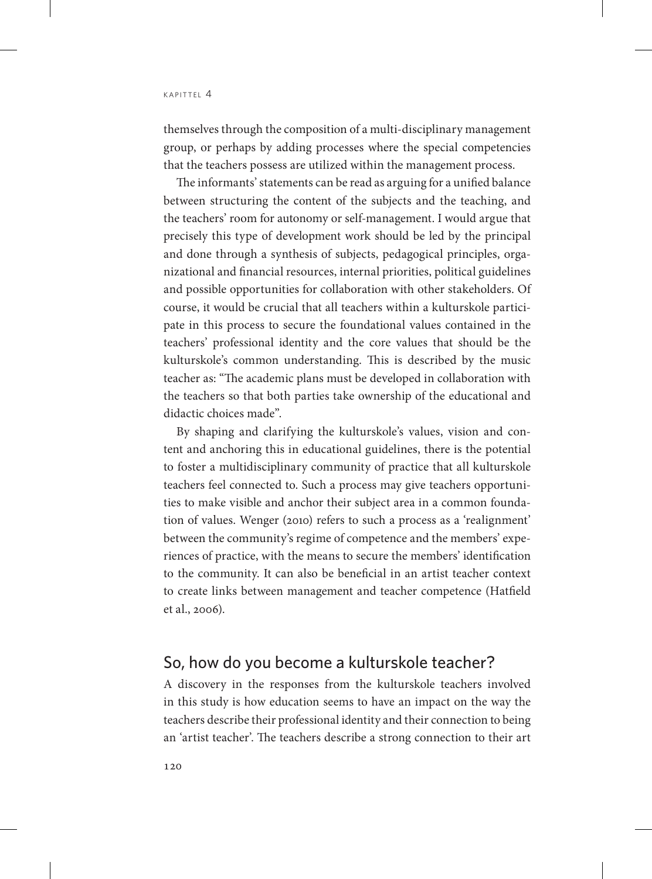themselves through the composition of a multi-disciplinary management group, or perhaps by adding processes where the special competencies that the teachers possess are utilized within the management process.

The informants' statements can be read as arguing for a unified balance between structuring the content of the subjects and the teaching, and the teachers' room for autonomy or self-management. I would argue that precisely this type of development work should be led by the principal and done through a synthesis of subjects, pedagogical principles, organizational and financial resources, internal priorities, political guidelines and possible opportunities for collaboration with other stakeholders. Of course, it would be crucial that all teachers within a kulturskole participate in this process to secure the foundational values contained in the teachers' professional identity and the core values that should be the kulturskole's common understanding. This is described by the music teacher as: "The academic plans must be developed in collaboration with the teachers so that both parties take ownership of the educational and didactic choices made".

By shaping and clarifying the kulturskole's values, vision and content and anchoring this in educational guidelines, there is the potential to foster a multidisciplinary community of practice that all kulturskole teachers feel connected to. Such a process may give teachers opportunities to make visible and anchor their subject area in a common foundation of values. Wenger (2010) refers to such a process as a 'realignment' between the community's regime of competence and the members' experiences of practice, with the means to secure the members' identification to the community. It can also be beneficial in an artist teacher context to create links between management and teacher competence (Hatfield et al., 2006).

## So, how do you become a kulturskole teacher?

A discovery in the responses from the kulturskole teachers involved in this study is how education seems to have an impact on the way the teachers describe their professional identity and their connection to being an 'artist teacher'. The teachers describe a strong connection to their art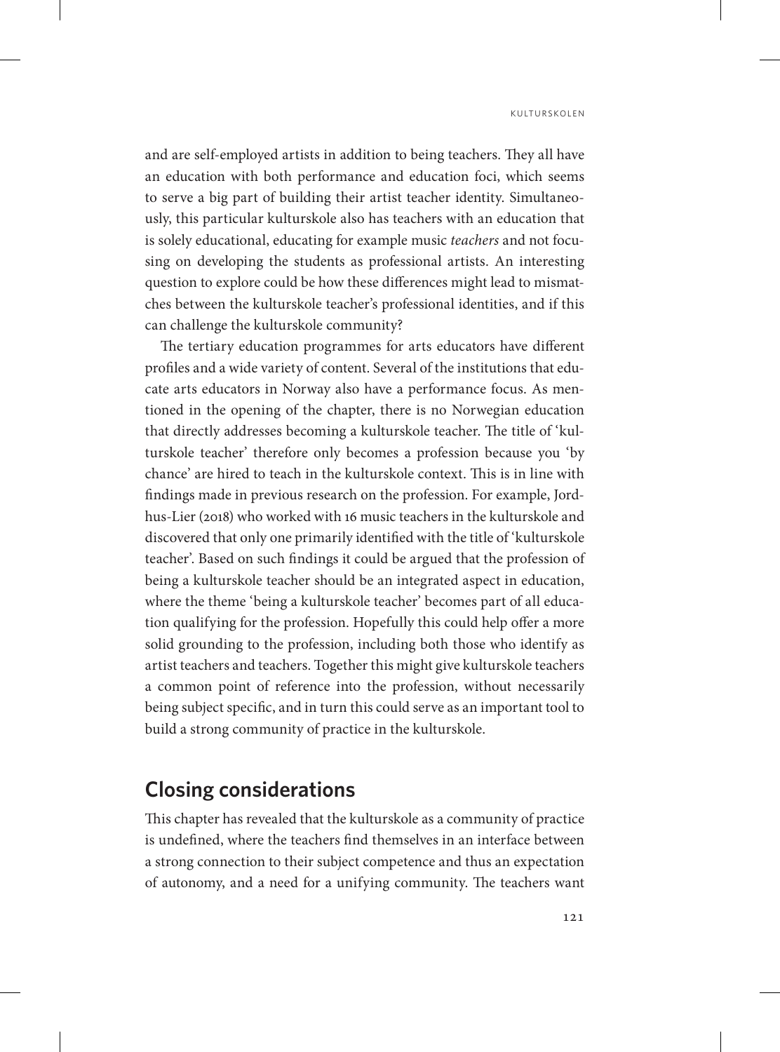and are self-employed artists in addition to being teachers. They all have an education with both performance and education foci, which seems to serve a big part of building their artist teacher identity. Simultaneously, this particular kulturskole also has teachers with an education that is solely educational, educating for example music *teachers* and not focusing on developing the students as professional artists. An interesting question to explore could be how these differences might lead to mismatches between the kulturskole teacher's professional identities, and if this can challenge the kulturskole community?

The tertiary education programmes for arts educators have different profiles and a wide variety of content. Several of the institutions that educate arts educators in Norway also have a performance focus. As mentioned in the opening of the chapter, there is no Norwegian education that directly addresses becoming a kulturskole teacher. The title of 'kulturskole teacher' therefore only becomes a profession because you 'by chance' are hired to teach in the kulturskole context. This is in line with findings made in previous research on the profession. For example, Jordhus-Lier (2018) who worked with 16 music teachers in the kulturskole and discovered that only one primarily identified with the title of 'kulturskole teacher'. Based on such findings it could be argued that the profession of being a kulturskole teacher should be an integrated aspect in education, where the theme 'being a kulturskole teacher' becomes part of all education qualifying for the profession. Hopefully this could help offer a more solid grounding to the profession, including both those who identify as artist teachers and teachers. Together this might give kulturskole teachers a common point of reference into the profession, without necessarily being subject specific, and in turn this could serve as an important tool to build a strong community of practice in the kulturskole.

## Closing considerations

This chapter has revealed that the kulturskole as a community of practice is undefined, where the teachers find themselves in an interface between a strong connection to their subject competence and thus an expectation of autonomy, and a need for a unifying community. The teachers want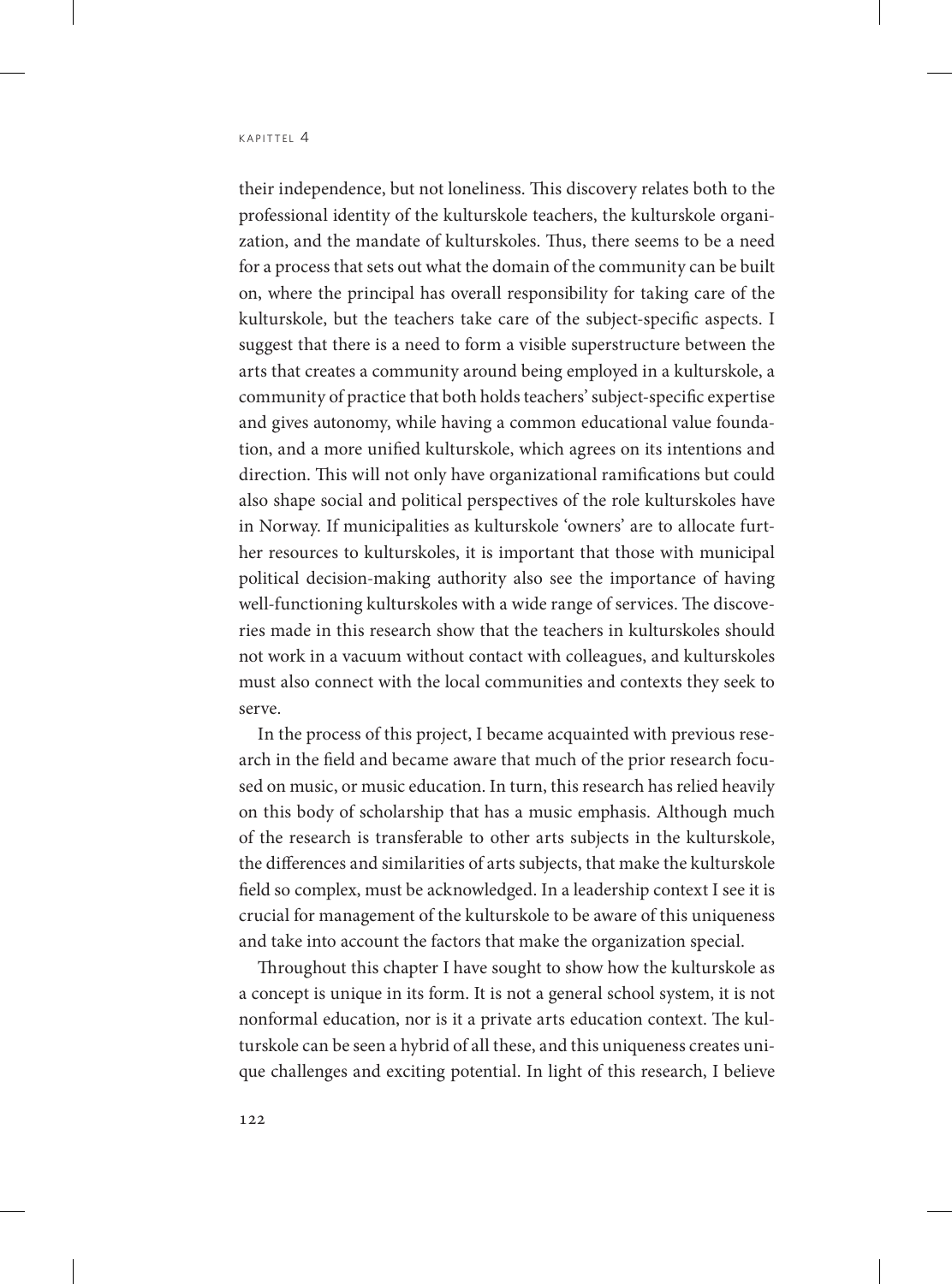their independence, but not loneliness. This discovery relates both to the professional identity of the kulturskole teachers, the kulturskole organization, and the mandate of kulturskoles. Thus, there seems to be a need for a process that sets out what the domain of the community can be built on, where the principal has overall responsibility for taking care of the kulturskole, but the teachers take care of the subject-specific aspects. I suggest that there is a need to form a visible superstructure between the arts that creates a community around being employed in a kulturskole, a community of practice that both holds teachers' subject-specific expertise and gives autonomy, while having a common educational value foundation, and a more unified kulturskole, which agrees on its intentions and direction. This will not only have organizational ramifications but could also shape social and political perspectives of the role kulturskoles have in Norway. If municipalities as kulturskole 'owners' are to allocate further resources to kulturskoles, it is important that those with municipal political decision-making authority also see the importance of having well-functioning kulturskoles with a wide range of services. The discoveries made in this research show that the teachers in kulturskoles should not work in a vacuum without contact with colleagues, and kulturskoles must also connect with the local communities and contexts they seek to serve.

In the process of this project, I became acquainted with previous research in the field and became aware that much of the prior research focused on music, or music education. In turn, this research has relied heavily on this body of scholarship that has a music emphasis. Although much of the research is transferable to other arts subjects in the kulturskole, the differences and similarities of arts subjects, that make the kulturskole field so complex, must be acknowledged. In a leadership context I see it is crucial for management of the kulturskole to be aware of this uniqueness and take into account the factors that make the organization special.

Throughout this chapter I have sought to show how the kulturskole as a concept is unique in its form. It is not a general school system, it is not nonformal education, nor is it a private arts education context. The kulturskole can be seen a hybrid of all these, and this uniqueness creates unique challenges and exciting potential. In light of this research, I believe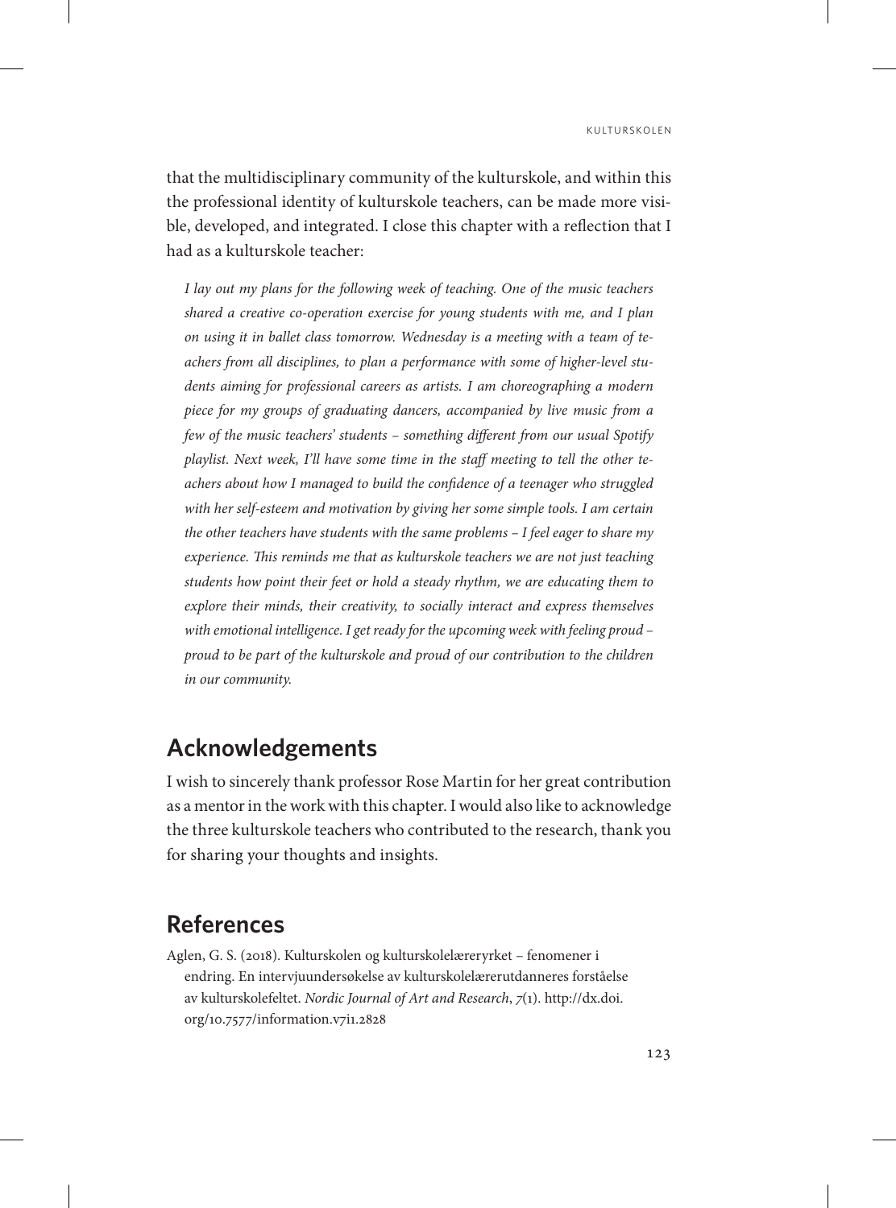that the multidisciplinary community of the kulturskole, and within this the professional identity of kulturskole teachers, can be made more visible, developed, and integrated. I close this chapter with a reflection that I had as a kulturskole teacher:

> *I lay out my plans for the following week of teaching. One of the music teachers shared a creative co-operation exercise for young students with me, and I plan on using it in ballet class tomorrow. Wednesday is a meeting with a team of teachers from all disciplines, to plan a performance with some of higher-level students aiming for professional careers as artists. I am choreographing a modern piece for my groups of graduating dancers, accompanied by live music from a few of the music teachers' students – something different from our usual Spotify playlist. Next week, I'll have some time in the staff meeting to tell the other teachers about how I managed to build the confidence of a teenager who struggled with her self-esteem and motivation by giving her some simple tools. I am certain the other teachers have students with the same problems – I feel eager to share my experience. This reminds me that as kulturskole teachers we are not just teaching students how point their feet or hold a steady rhythm, we are educating them to explore their minds, their creativity, to socially interact and express themselves with emotional intelligence. I get ready for the upcoming week with feeling proud – proud to be part of the kulturskole and proud of our contribution to the children in our community.*

## Acknowledgements

I wish to sincerely thank professor Rose Martin for her great contribution as a mentor in the work with this chapter. I would also like to acknowledge the three kulturskole teachers who contributed to the research, thank you for sharing your thoughts and insights.

## References

Aglen, G. S. (2018). Kulturskolen og kulturskolelæreryrket – fenomener i endring. En intervjuundersøkelse av kulturskolelærerutdanneres forståelse av kulturskolefeltet. *Nordic Journal of Art and Research*, *7*(1). http://dx.doi.org/10.7577/information.v7i1.2828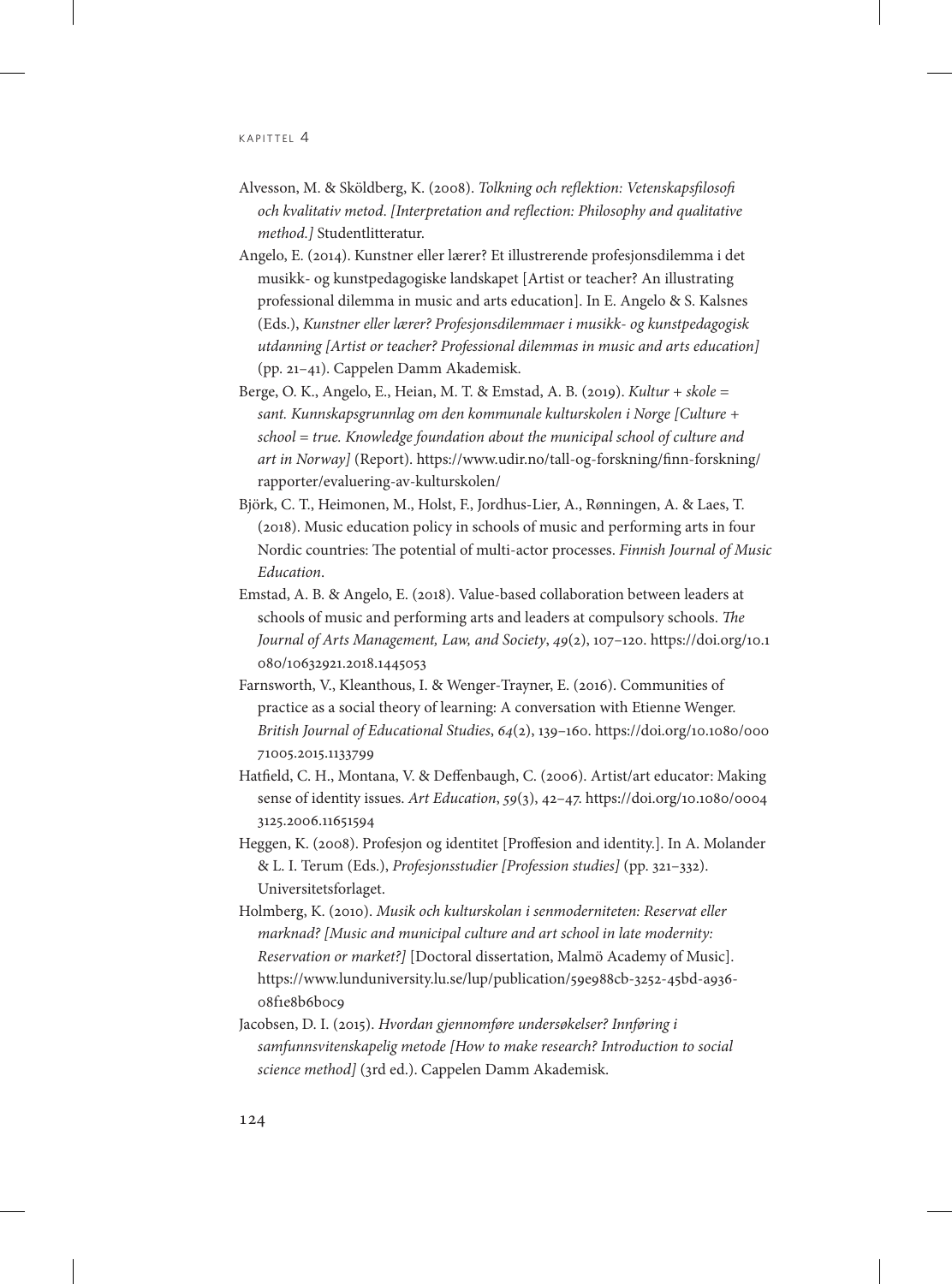Alvesson, M. & Sköldberg, K. (2008). *Tolkning och reflektion: Vetenskapsfilosofi och kvalitativ metod. [Interpretation and reflection: Philosophy and qualitative method.]* Studentlitteratur.

Angelo, E. (2014). Kunstner eller lærer? Et illustrerende profesjonsdilemma i det musikk- og kunstpedagogiske landskapet [Artist or teacher? An illustrating professional dilemma in music and arts education]. In E. Angelo & S. Kalsnes (Eds.), *Kunstner eller lærer? Profesjonsdilemmaer i musikk- og kunstpedagogisk utdanning [Artist or teacher? Professional dilemmas in music and arts education]* (pp. 21–41). Cappelen Damm Akademisk.

Berge, O. K., Angelo, E., Heian, M. T. & Emstad, A. B. (2019). *Kultur + skole = sant. Kunnskapsgrunnlag om den kommunale kulturskolen i Norge [Culture + school = true. Knowledge foundation about the municipal school of culture and art in Norway]* (Report). https://www.udir.no/tall-og-forskning/finn-forskning/rapporter/evaluering-av-kulturskolen/

Björk, C. T., Heimonen, M., Holst, F., Jordhus-Lier, A., Rønningen, A. & Laes, T. (2018). Music education policy in schools of music and performing arts in four Nordic countries: The potential of multi-actor processes. *Finnish Journal of Music Education*.

Emstad, A. B. & Angelo, E. (2018). Value-based collaboration between leaders at schools of music and performing arts and leaders at compulsory schools. *The Journal of Arts Management, Law, and Society*, *49*(2), 107–120. https://doi.org/10.1080/10632921.2018.1445053

Farnsworth, V., Kleanthous, I. & Wenger-Trayner, E. (2016). Communities of practice as a social theory of learning: A conversation with Etienne Wenger. *British Journal of Educational Studies*, *64*(2), 139–160. https://doi.org/10.1080/00071005.2015.1133799

Hatfield, C. H., Montana, V. & Deffenbaugh, C. (2006). Artist/art educator: Making sense of identity issues. *Art Education*, *59*(3), 42–47. https://doi.org/10.1080/00043125.2006.11651594

Heggen, K. (2008). Profesjon og identitet [Proffesion and identity.]. In A. Molander & L. I. Terum (Eds.), *Profesjonsstudier [Profession studies]* (pp. 321–332). Universitetsforlaget.

Holmberg, K. (2010). *Musik och kulturskolan i senmoderniteten: Reservat eller marknad? [Music and municipal culture and art school in late modernity: Reservation or market?]* [Doctoral dissertation, Malmö Academy of Music]. https://www.lunduniversity.lu.se/lup/publication/59e988cb-3252-45bd-a936-08f1e8b6b0c9

Jacobsen, D. I. (2015). *Hvordan gjennomføre undersøkelser? Innføring i samfunnsvitenskapelig metode [How to make research? Introduction to social science method]* (3rd ed.). Cappelen Damm Akademisk.